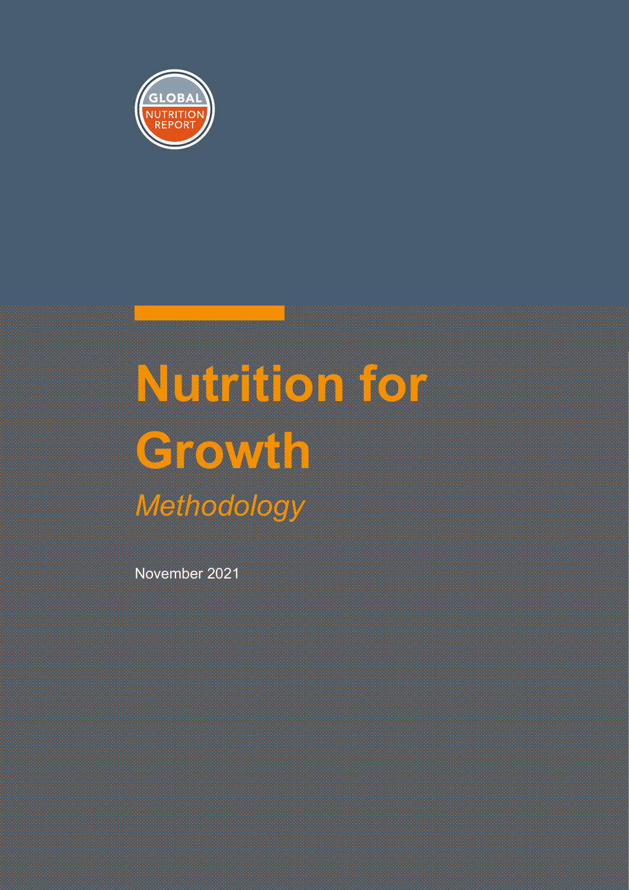GLOBAL NUTRITION REPORT

# Nutrition for Growth

*Methodology*

November 2021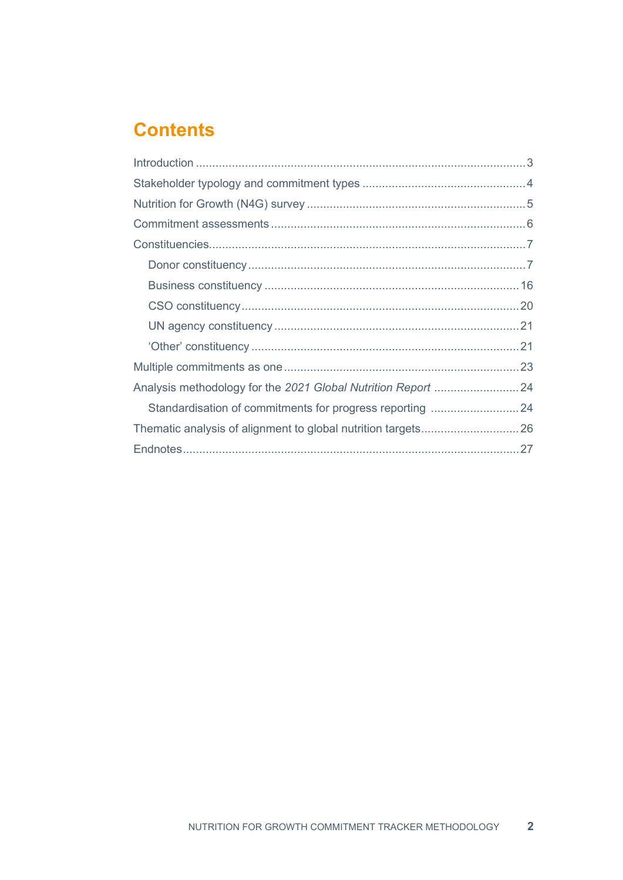## Contents

Introduction .......... 3
Stakeholder typology and commitment types .......... 4
Nutrition for Growth (N4G) survey .......... 5
Commitment assessments .......... 6
Constituencies .......... 7
- Donor constituency .......... 7
- Business constituency .......... 16
- CSO constituency .......... 20
- UN agency constituency .......... 21
- 'Other' constituency .......... 21

Multiple commitments as one .......... 23
Analysis methodology for the *2021 Global Nutrition Report* .......... 24
- Standardisation of commitments for progress reporting .......... 24

Thematic analysis of alignment to global nutrition targets .......... 26
Endnotes .......... 27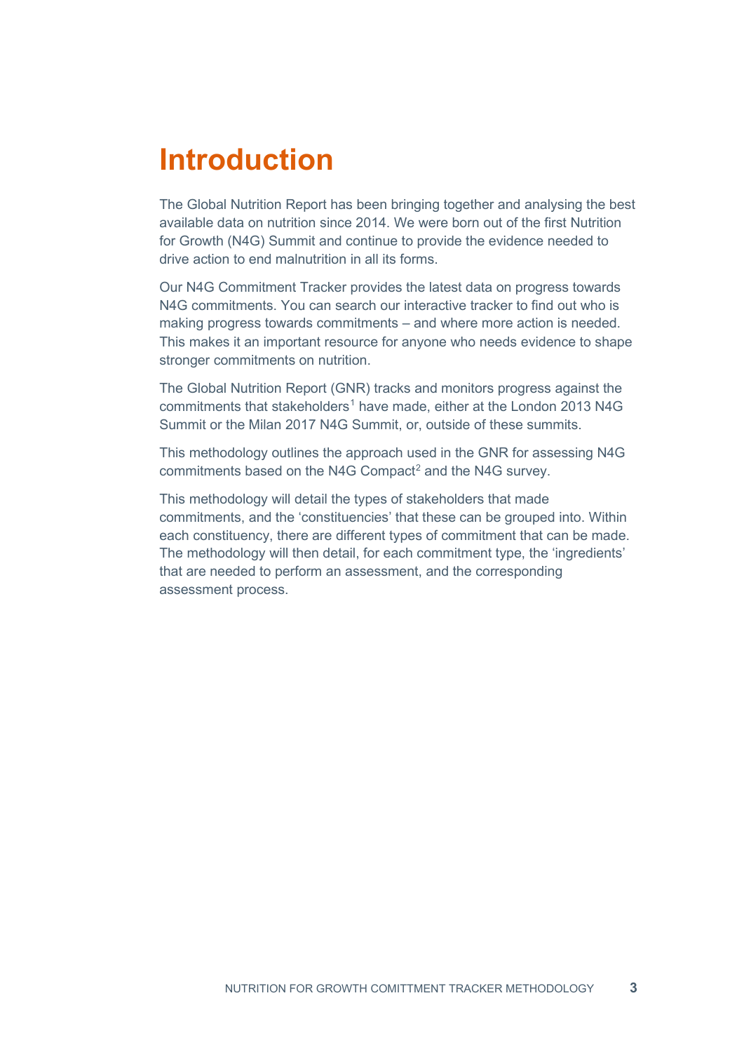# Introduction

The Global Nutrition Report has been bringing together and analysing the best available data on nutrition since 2014. We were born out of the first Nutrition for Growth (N4G) Summit and continue to provide the evidence needed to drive action to end malnutrition in all its forms.

Our N4G Commitment Tracker provides the latest data on progress towards N4G commitments. You can search our interactive tracker to find out who is making progress towards commitments – and where more action is needed. This makes it an important resource for anyone who needs evidence to shape stronger commitments on nutrition.

The Global Nutrition Report (GNR) tracks and monitors progress against the commitments that stakeholders[1] have made, either at the London 2013 N4G Summit or the Milan 2017 N4G Summit, or, outside of these summits.

This methodology outlines the approach used in the GNR for assessing N4G commitments based on the N4G Compact[2] and the N4G survey.

This methodology will detail the types of stakeholders that made commitments, and the 'constituencies' that these can be grouped into. Within each constituency, there are different types of commitment that can be made. The methodology will then detail, for each commitment type, the 'ingredients' that are needed to perform an assessment, and the corresponding assessment process.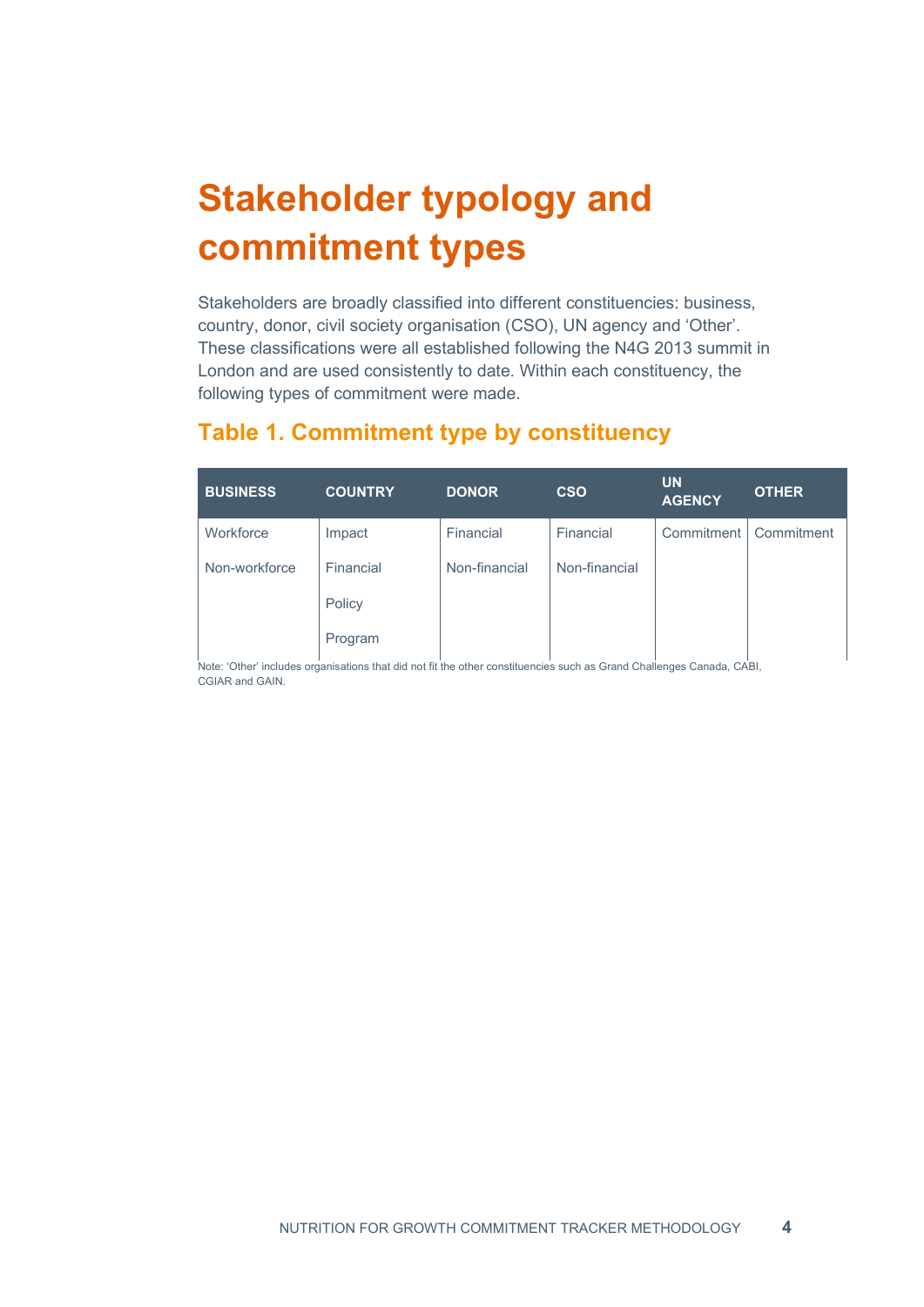# Stakeholder typology and commitment types

Stakeholders are broadly classified into different constituencies: business, country, donor, civil society organisation (CSO), UN agency and 'Other'. These classifications were all established following the N4G 2013 summit in London and are used consistently to date. Within each constituency, the following types of commitment were made.

## Table 1. Commitment type by constituency

| BUSINESS | COUNTRY | DONOR | CSO | UN AGENCY | OTHER |
|---|---|---|---|---|---|
| Workforce | Impact | Financial | Financial | Commitment | Commitment |
| Non-workforce | Financial | Non-financial | Non-financial | | |
| | Policy | | | | |
| | Program | | | | |

Note: 'Other' includes organisations that did not fit the other constituencies such as Grand Challenges Canada, CABI, CGIAR and GAIN.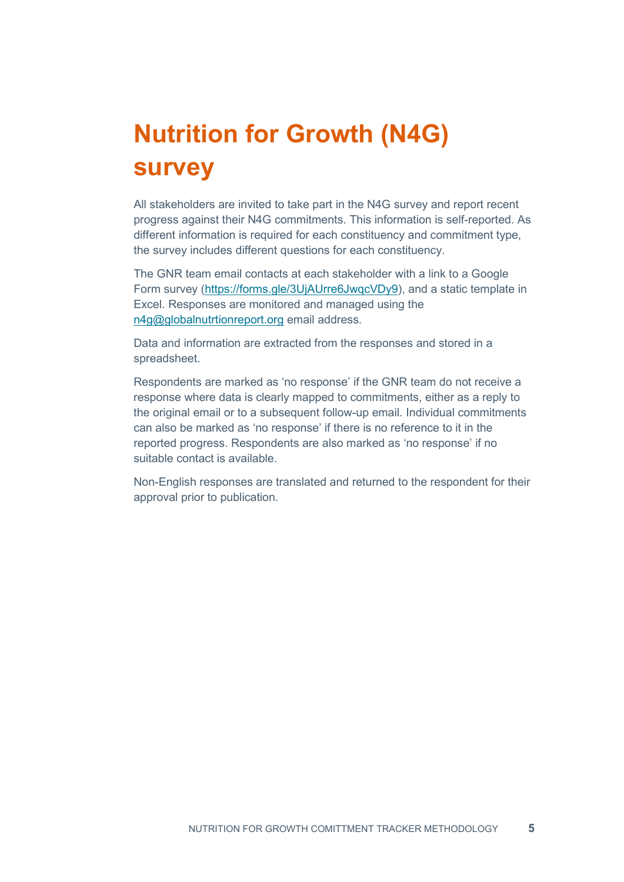# Nutrition for Growth (N4G) survey

All stakeholders are invited to take part in the N4G survey and report recent progress against their N4G commitments. This information is self-reported. As different information is required for each constituency and commitment type, the survey includes different questions for each constituency.

The GNR team email contacts at each stakeholder with a link to a Google Form survey (https://forms.gle/3UjAUrre6JwqcVDy9), and a static template in Excel. Responses are monitored and managed using the n4g@globalnutrtionreport.org email address.

Data and information are extracted from the responses and stored in a spreadsheet.

Respondents are marked as 'no response' if the GNR team do not receive a response where data is clearly mapped to commitments, either as a reply to the original email or to a subsequent follow-up email. Individual commitments can also be marked as 'no response' if there is no reference to it in the reported progress. Respondents are also marked as 'no response' if no suitable contact is available.

Non-English responses are translated and returned to the respondent for their approval prior to publication.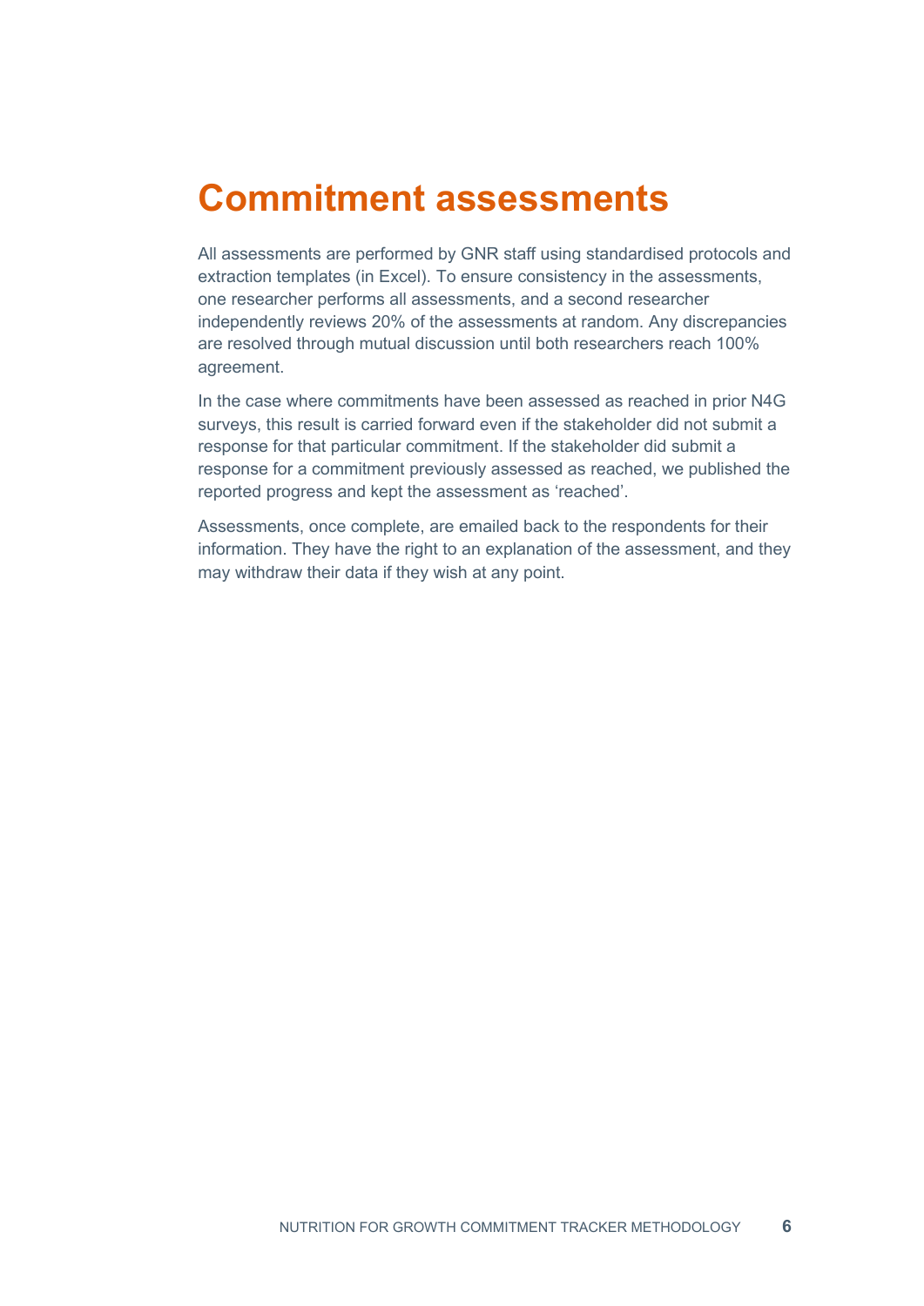# Commitment assessments

All assessments are performed by GNR staff using standardised protocols and extraction templates (in Excel). To ensure consistency in the assessments, one researcher performs all assessments, and a second researcher independently reviews 20% of the assessments at random. Any discrepancies are resolved through mutual discussion until both researchers reach 100% agreement.

In the case where commitments have been assessed as reached in prior N4G surveys, this result is carried forward even if the stakeholder did not submit a response for that particular commitment. If the stakeholder did submit a response for a commitment previously assessed as reached, we published the reported progress and kept the assessment as 'reached'.

Assessments, once complete, are emailed back to the respondents for their information. They have the right to an explanation of the assessment, and they may withdraw their data if they wish at any point.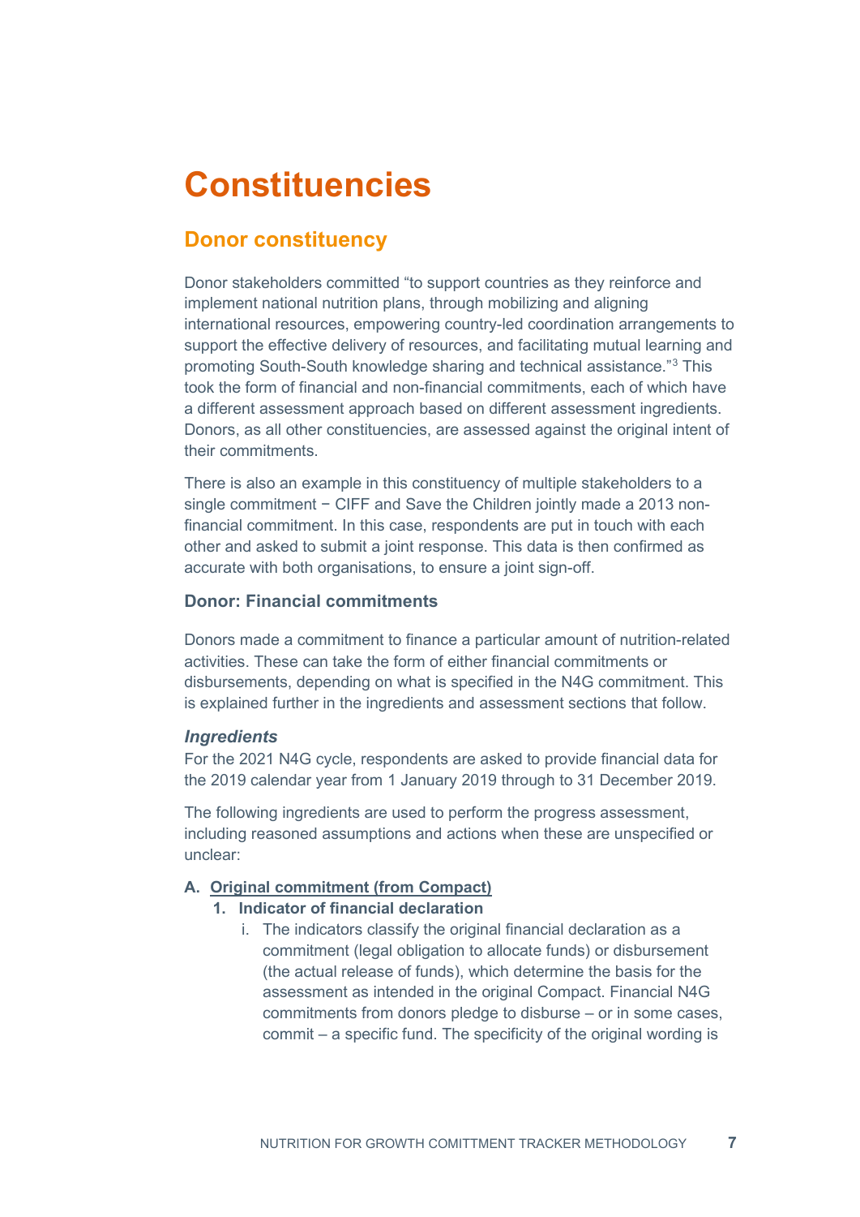# Constituencies

## Donor constituency

Donor stakeholders committed "to support countries as they reinforce and implement national nutrition plans, through mobilizing and aligning international resources, empowering country-led coordination arrangements to support the effective delivery of resources, and facilitating mutual learning and promoting South-South knowledge sharing and technical assistance."[3] This took the form of financial and non-financial commitments, each of which have a different assessment approach based on different assessment ingredients. Donors, as all other constituencies, are assessed against the original intent of their commitments.

There is also an example in this constituency of multiple stakeholders to a single commitment − CIFF and Save the Children jointly made a 2013 non-financial commitment. In this case, respondents are put in touch with each other and asked to submit a joint response. This data is then confirmed as accurate with both organisations, to ensure a joint sign-off.

### Donor: Financial commitments

Donors made a commitment to finance a particular amount of nutrition-related activities. These can take the form of either financial commitments or disbursements, depending on what is specified in the N4G commitment. This is explained further in the ingredients and assessment sections that follow.

#### *Ingredients*

For the 2021 N4G cycle, respondents are asked to provide financial data for the 2019 calendar year from 1 January 2019 through to 31 December 2019.

The following ingredients are used to perform the progress assessment, including reasoned assumptions and actions when these are unspecified or unclear:

**A. Original commitment (from Compact)**

1. **Indicator of financial declaration**
    i. The indicators classify the original financial declaration as a commitment (legal obligation to allocate funds) or disbursement (the actual release of funds), which determine the basis for the assessment as intended in the original Compact. Financial N4G commitments from donors pledge to disburse – or in some cases, commit – a specific fund. The specificity of the original wording is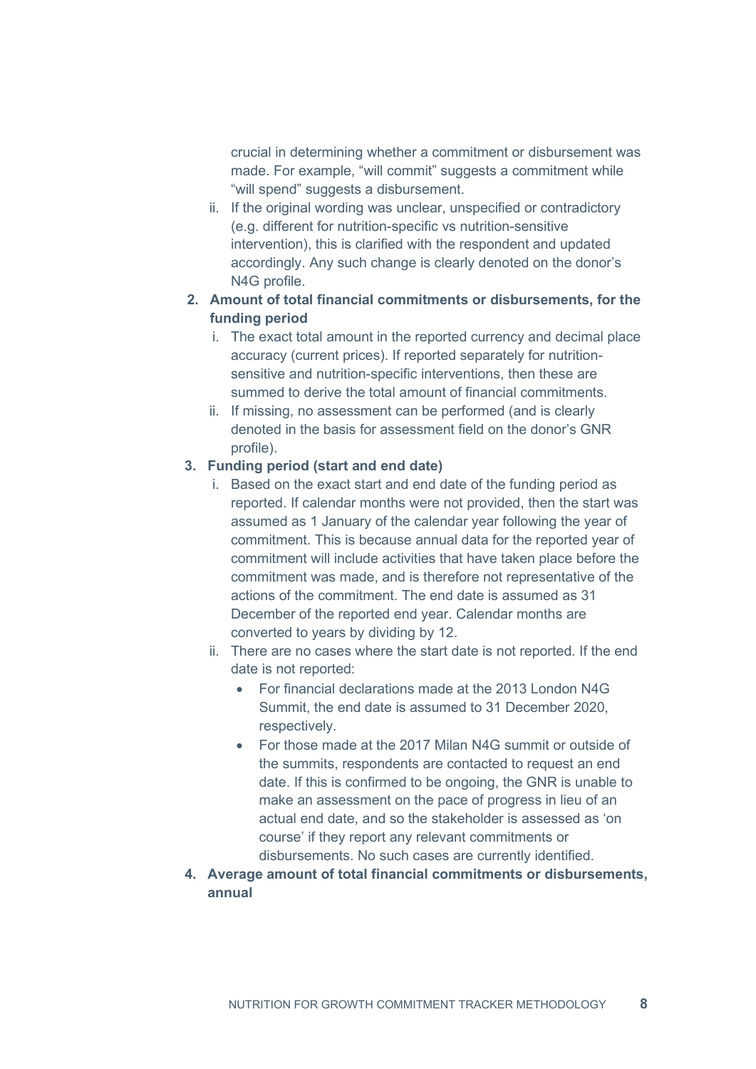crucial in determining whether a commitment or disbursement was made. For example, "will commit" suggests a commitment while "will spend" suggests a disbursement.

ii. If the original wording was unclear, unspecified or contradictory (e.g. different for nutrition-specific vs nutrition-sensitive intervention), this is clarified with the respondent and updated accordingly. Any such change is clearly denoted on the donor's N4G profile.

2. **Amount of total financial commitments or disbursements, for the funding period**
   i. The exact total amount in the reported currency and decimal place accuracy (current prices). If reported separately for nutrition-sensitive and nutrition-specific interventions, then these are summed to derive the total amount of financial commitments.
   ii. If missing, no assessment can be performed (and is clearly denoted in the basis for assessment field on the donor's GNR profile).

3. **Funding period (start and end date)**
   i. Based on the exact start and end date of the funding period as reported. If calendar months were not provided, then the start was assumed as 1 January of the calendar year following the year of commitment. This is because annual data for the reported year of commitment will include activities that have taken place before the commitment was made, and is therefore not representative of the actions of the commitment. The end date is assumed as 31 December of the reported end year. Calendar months are converted to years by dividing by 12.
   ii. There are no cases where the start date is not reported. If the end date is not reported:
      - For financial declarations made at the 2013 London N4G Summit, the end date is assumed to 31 December 2020, respectively.
      - For those made at the 2017 Milan N4G summit or outside of the summits, respondents are contacted to request an end date. If this is confirmed to be ongoing, the GNR is unable to make an assessment on the pace of progress in lieu of an actual end date, and so the stakeholder is assessed as 'on course' if they report any relevant commitments or disbursements. No such cases are currently identified.

4. **Average amount of total financial commitments or disbursements, annual**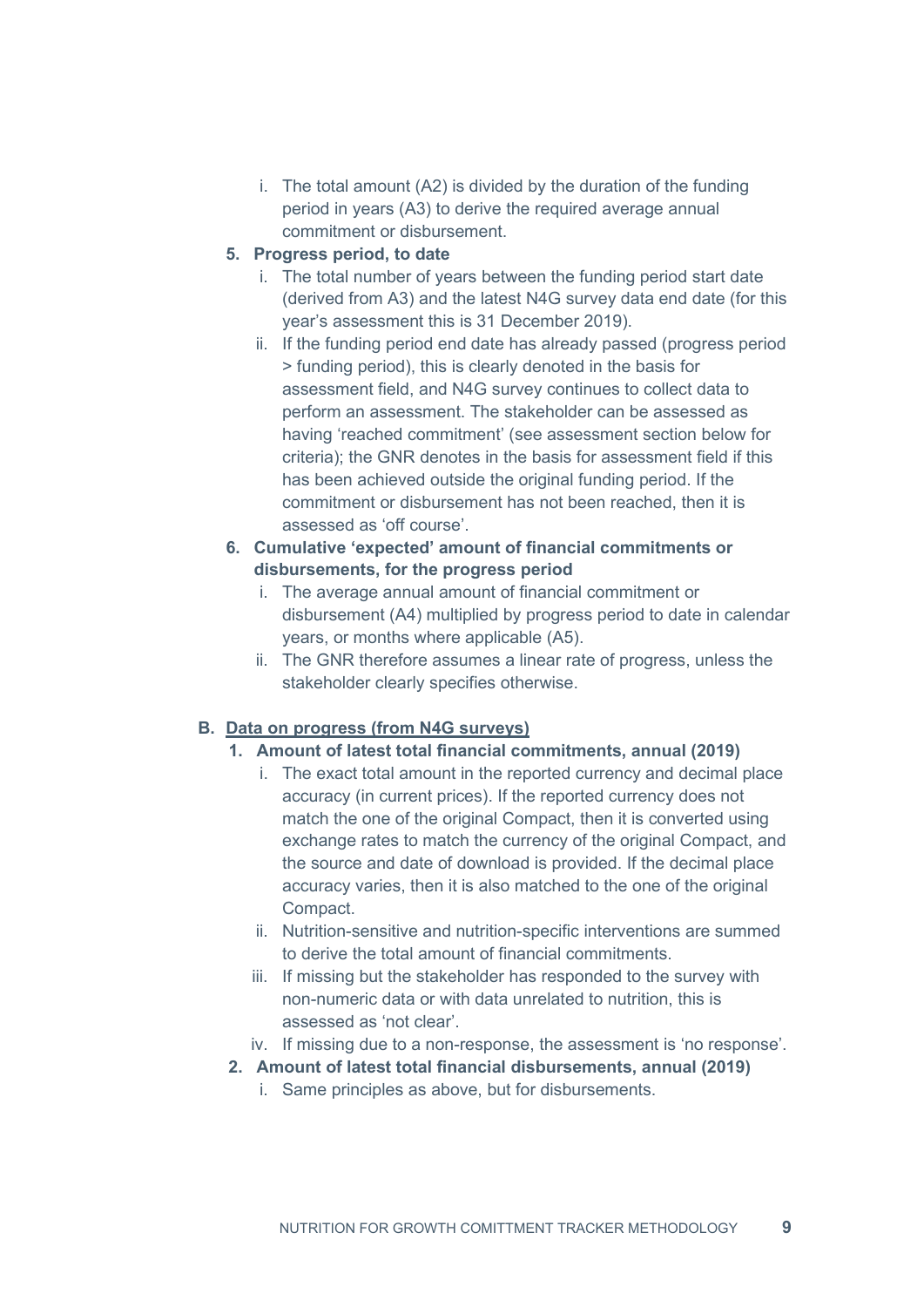i. The total amount (A2) is divided by the duration of the funding period in years (A3) to derive the required average annual commitment or disbursement.

5. **Progress period, to date**
   i. The total number of years between the funding period start date (derived from A3) and the latest N4G survey data end date (for this year's assessment this is 31 December 2019).
   ii. If the funding period end date has already passed (progress period > funding period), this is clearly denoted in the basis for assessment field, and N4G survey continues to collect data to perform an assessment. The stakeholder can be assessed as having 'reached commitment' (see assessment section below for criteria); the GNR denotes in the basis for assessment field if this has been achieved outside the original funding period. If the commitment or disbursement has not been reached, then it is assessed as 'off course'.

6. **Cumulative 'expected' amount of financial commitments or disbursements, for the progress period**
   i. The average annual amount of financial commitment or disbursement (A4) multiplied by progress period to date in calendar years, or months where applicable (A5).
   ii. The GNR therefore assumes a linear rate of progress, unless the stakeholder clearly specifies otherwise.

**B. Data on progress (from N4G surveys)**

1. **Amount of latest total financial commitments, annual (2019)**
   i. The exact total amount in the reported currency and decimal place accuracy (in current prices). If the reported currency does not match the one of the original Compact, then it is converted using exchange rates to match the currency of the original Compact, and the source and date of download is provided. If the decimal place accuracy varies, then it is also matched to the one of the original Compact.
   ii. Nutrition-sensitive and nutrition-specific interventions are summed to derive the total amount of financial commitments.
   iii. If missing but the stakeholder has responded to the survey with non-numeric data or with data unrelated to nutrition, this is assessed as 'not clear'.
   iv. If missing due to a non-response, the assessment is 'no response'.

2. **Amount of latest total financial disbursements, annual (2019)**
   i. Same principles as above, but for disbursements.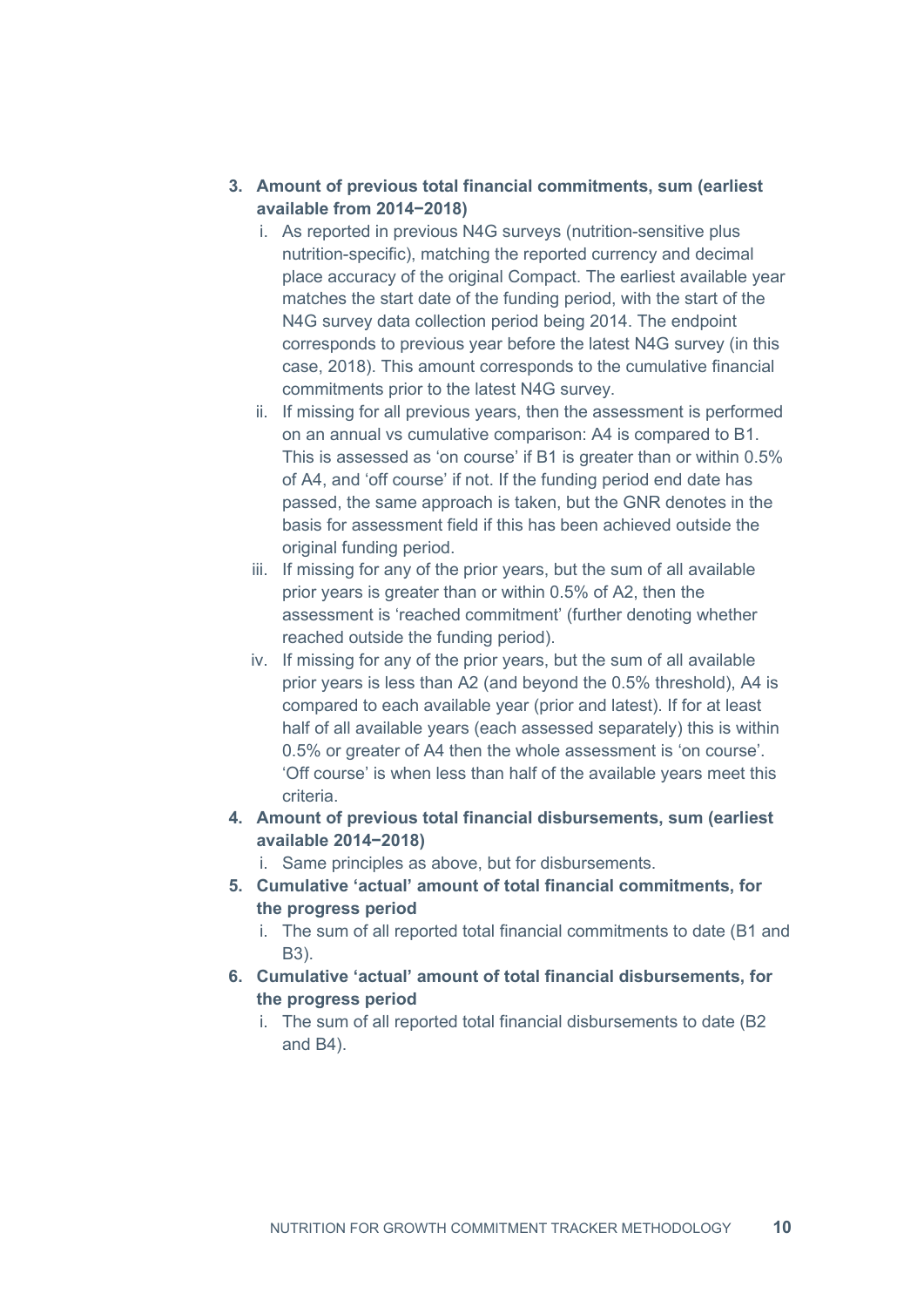3. **Amount of previous total financial commitments, sum (earliest available from 2014−2018)**
   i. As reported in previous N4G surveys (nutrition-sensitive plus nutrition-specific), matching the reported currency and decimal place accuracy of the original Compact. The earliest available year matches the start date of the funding period, with the start of the N4G survey data collection period being 2014. The endpoint corresponds to previous year before the latest N4G survey (in this case, 2018). This amount corresponds to the cumulative financial commitments prior to the latest N4G survey.
   ii. If missing for all previous years, then the assessment is performed on an annual vs cumulative comparison: A4 is compared to B1. This is assessed as 'on course' if B1 is greater than or within 0.5% of A4, and 'off course' if not. If the funding period end date has passed, the same approach is taken, but the GNR denotes in the basis for assessment field if this has been achieved outside the original funding period.
   iii. If missing for any of the prior years, but the sum of all available prior years is greater than or within 0.5% of A2, then the assessment is 'reached commitment' (further denoting whether reached outside the funding period).
   iv. If missing for any of the prior years, but the sum of all available prior years is less than A2 (and beyond the 0.5% threshold), A4 is compared to each available year (prior and latest). If for at least half of all available years (each assessed separately) this is within 0.5% or greater of A4 then the whole assessment is 'on course'. 'Off course' is when less than half of the available years meet this criteria.
4. **Amount of previous total financial disbursements, sum (earliest available 2014−2018)**
   i. Same principles as above, but for disbursements.
5. **Cumulative 'actual' amount of total financial commitments, for the progress period**
   i. The sum of all reported total financial commitments to date (B1 and B3).
6. **Cumulative 'actual' amount of total financial disbursements, for the progress period**
   i. The sum of all reported total financial disbursements to date (B2 and B4).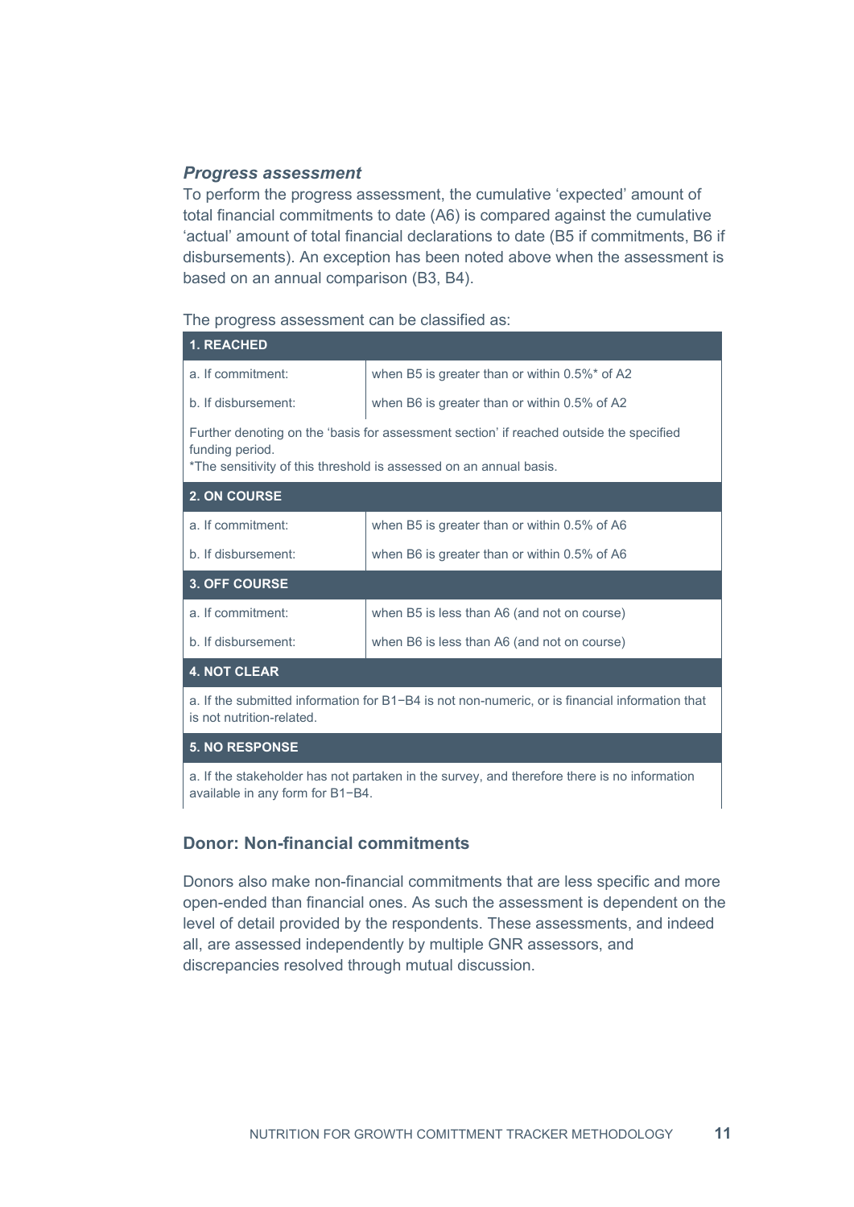### *Progress assessment*

To perform the progress assessment, the cumulative 'expected' amount of total financial commitments to date (A6) is compared against the cumulative 'actual' amount of total financial declarations to date (B5 if commitments, B6 if disbursements). An exception has been noted above when the assessment is based on an annual comparison (B3, B4).

The progress assessment can be classified as:

| **1. REACHED** | |
|---|---|
| a. If commitment: | when B5 is greater than or within 0.5%* of A2 |
| b. If disbursement: | when B6 is greater than or within 0.5% of A2 |
| Further denoting on the 'basis for assessment section' if reached outside the specified funding period. *The sensitivity of this threshold is assessed on an annual basis. | |
| **2. ON COURSE** | |
| a. If commitment: | when B5 is greater than or within 0.5% of A6 |
| b. If disbursement: | when B6 is greater than or within 0.5% of A6 |
| **3. OFF COURSE** | |
| a. If commitment: | when B5 is less than A6 (and not on course) |
| b. If disbursement: | when B6 is less than A6 (and not on course) |
| **4. NOT CLEAR** | |
| a. If the submitted information for B1−B4 is not non-numeric, or is financial information that is not nutrition-related. | |
| **5. NO RESPONSE** | |
| a. If the stakeholder has not partaken in the survey, and therefore there is no information available in any form for B1−B4. | |

## Donor: Non-financial commitments

Donors also make non-financial commitments that are less specific and more open-ended than financial ones. As such the assessment is dependent on the level of detail provided by the respondents. These assessments, and indeed all, are assessed independently by multiple GNR assessors, and discrepancies resolved through mutual discussion.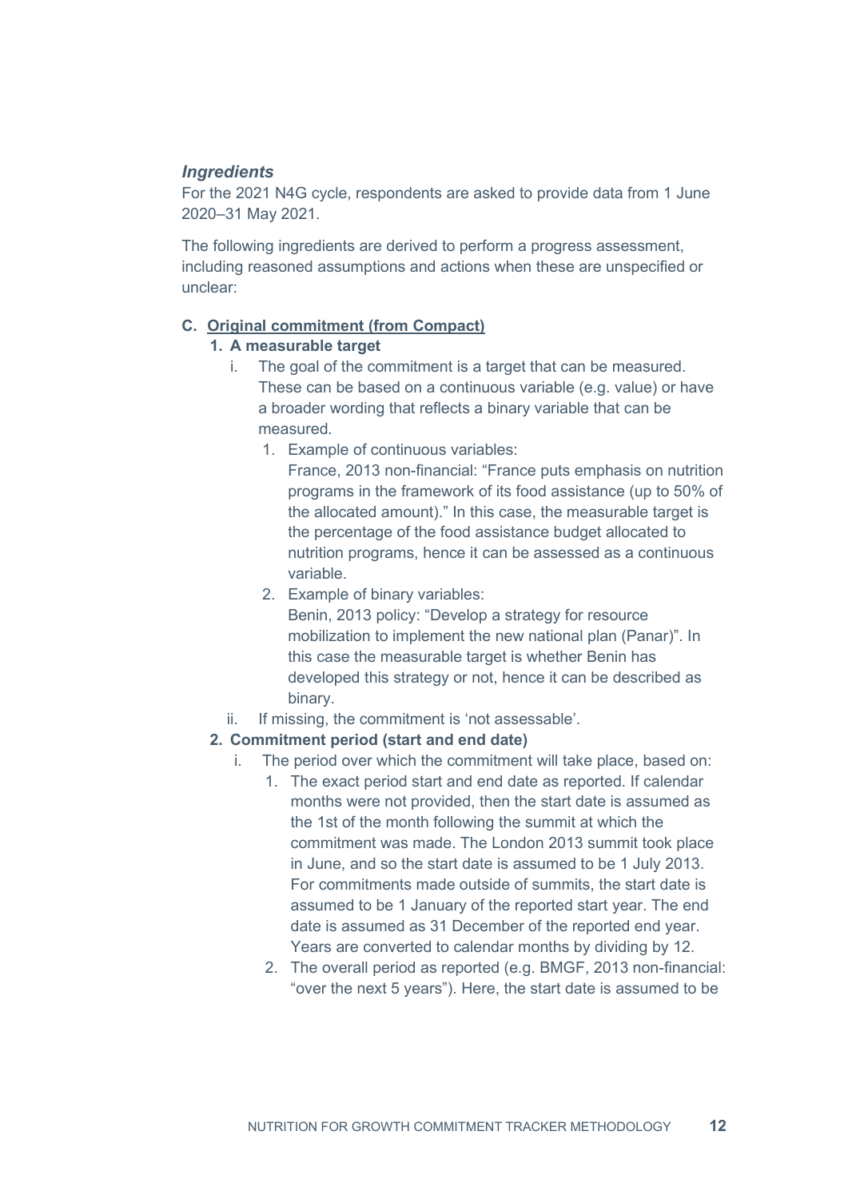### *Ingredients*

For the 2021 N4G cycle, respondents are asked to provide data from 1 June 2020–31 May 2021.

The following ingredients are derived to perform a progress assessment, including reasoned assumptions and actions when these are unspecified or unclear:

**C. Original commitment (from Compact)**

1. **A measurable target**
   1. The goal of the commitment is a target that can be measured. These can be based on a continuous variable (e.g. value) or have a broader wording that reflects a binary variable that can be measured.
      1. Example of continuous variables:
         France, 2013 non-financial: "France puts emphasis on nutrition programs in the framework of its food assistance (up to 50% of the allocated amount)." In this case, the measurable target is the percentage of the food assistance budget allocated to nutrition programs, hence it can be assessed as a continuous variable.
      2. Example of binary variables:
         Benin, 2013 policy: "Develop a strategy for resource mobilization to implement the new national plan (Panar)". In this case the measurable target is whether Benin has developed this strategy or not, hence it can be described as binary.
   2. If missing, the commitment is 'not assessable'.
2. **Commitment period (start and end date)**
   1. The period over which the commitment will take place, based on:
      1. The exact period start and end date as reported. If calendar months were not provided, then the start date is assumed as the 1st of the month following the summit at which the commitment was made. The London 2013 summit took place in June, and so the start date is assumed to be 1 July 2013. For commitments made outside of summits, the start date is assumed to be 1 January of the reported start year. The end date is assumed as 31 December of the reported end year. Years are converted to calendar months by dividing by 12.
      2. The overall period as reported (e.g. BMGF, 2013 non-financial: "over the next 5 years"). Here, the start date is assumed to be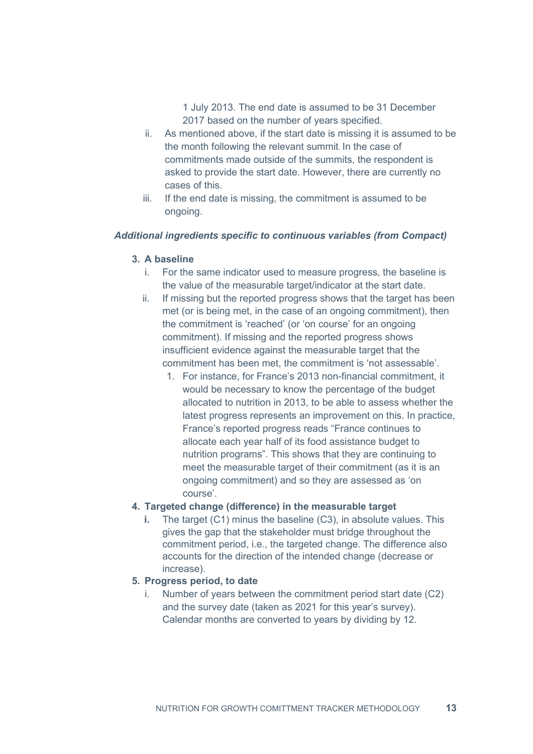1 July 2013. The end date is assumed to be 31 December 2017 based on the number of years specified.

ii. As mentioned above, if the start date is missing it is assumed to be the month following the relevant summit. In the case of commitments made outside of the summits, the respondent is asked to provide the start date. However, there are currently no cases of this.

iii. If the end date is missing, the commitment is assumed to be ongoing.

***Additional ingredients specific to continuous variables (from Compact)***

**3. A baseline**

i. For the same indicator used to measure progress, the baseline is the value of the measurable target/indicator at the start date.

ii. If missing but the reported progress shows that the target has been met (or is being met, in the case of an ongoing commitment), then the commitment is 'reached' (or 'on course' for an ongoing commitment). If missing and the reported progress shows insufficient evidence against the measurable target that the commitment has been met, the commitment is 'not assessable'.

1. For instance, for France's 2013 non-financial commitment, it would be necessary to know the percentage of the budget allocated to nutrition in 2013, to be able to assess whether the latest progress represents an improvement on this. In practice, France's reported progress reads "France continues to allocate each year half of its food assistance budget to nutrition programs". This shows that they are continuing to meet the measurable target of their commitment (as it is an ongoing commitment) and so they are assessed as 'on course'.

**4. Targeted change (difference) in the measurable target**

**i.** The target (C1) minus the baseline (C3), in absolute values. This gives the gap that the stakeholder must bridge throughout the commitment period, i.e., the targeted change. The difference also accounts for the direction of the intended change (decrease or increase).

**5. Progress period, to date**

i. Number of years between the commitment period start date (C2) and the survey date (taken as 2021 for this year's survey). Calendar months are converted to years by dividing by 12.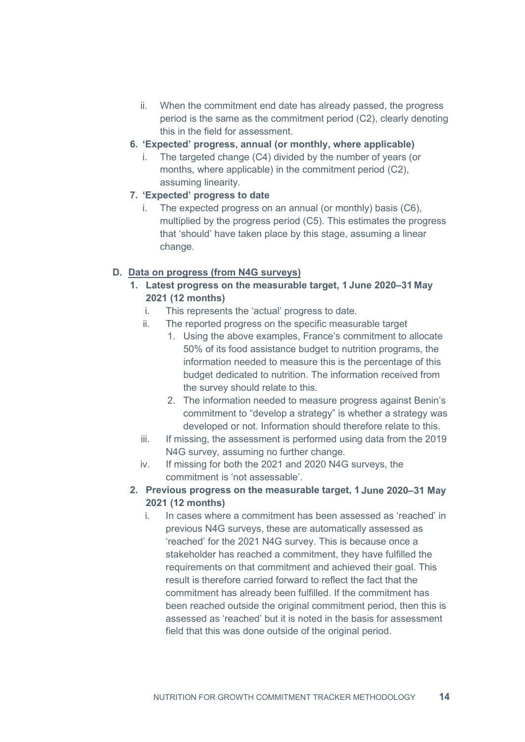ii. When the commitment end date has already passed, the progress period is the same as the commitment period (C2), clearly denoting this in the field for assessment.

6. **'Expected' progress, annual (or monthly, where applicable)**
   i. The targeted change (C4) divided by the number of years (or months, where applicable) in the commitment period (C2), assuming linearity.

7. **'Expected' progress to date**
   i. The expected progress on an annual (or monthly) basis (C6), multiplied by the progress period (C5). This estimates the progress that 'should' have taken place by this stage, assuming a linear change.

D. <u>Data on progress (from N4G surveys)</u>

1. **Latest progress on the measurable target, 1 June 2020–31 May 2021 (12 months)**
   i. This represents the 'actual' progress to date.
   ii. The reported progress on the specific measurable target
      1. Using the above examples, France's commitment to allocate 50% of its food assistance budget to nutrition programs, the information needed to measure this is the percentage of this budget dedicated to nutrition. The information received from the survey should relate to this.
      2. The information needed to measure progress against Benin's commitment to "develop a strategy" is whether a strategy was developed or not. Information should therefore relate to this.
   iii. If missing, the assessment is performed using data from the 2019 N4G survey, assuming no further change.
   iv. If missing for both the 2021 and 2020 N4G surveys, the commitment is 'not assessable'.

2. **Previous progress on the measurable target, 1 June 2020–31 May 2021 (12 months)**
   i. In cases where a commitment has been assessed as 'reached' in previous N4G surveys, these are automatically assessed as 'reached' for the 2021 N4G survey. This is because once a stakeholder has reached a commitment, they have fulfilled the requirements on that commitment and achieved their goal. This result is therefore carried forward to reflect the fact that the commitment has already been fulfilled. If the commitment has been reached outside the original commitment period, then this is assessed as 'reached' but it is noted in the basis for assessment field that this was done outside of the original period.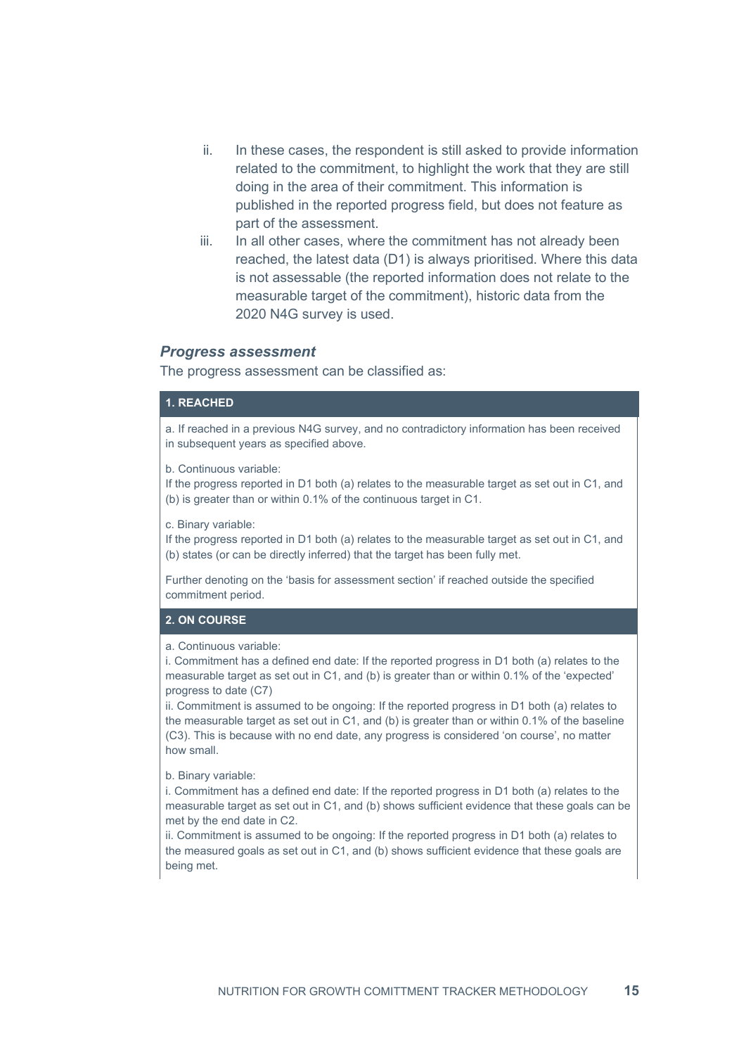ii. In these cases, the respondent is still asked to provide information related to the commitment, to highlight the work that they are still doing in the area of their commitment. This information is published in the reported progress field, but does not feature as part of the assessment.

iii. In all other cases, where the commitment has not already been reached, the latest data (D1) is always prioritised. Where this data is not assessable (the reported information does not relate to the measurable target of the commitment), historic data from the 2020 N4G survey is used.

### *Progress assessment*

The progress assessment can be classified as:

**1. REACHED**

a. If reached in a previous N4G survey, and no contradictory information has been received in subsequent years as specified above.

b. Continuous variable:
If the progress reported in D1 both (a) relates to the measurable target as set out in C1, and (b) is greater than or within 0.1% of the continuous target in C1.

c. Binary variable:
If the progress reported in D1 both (a) relates to the measurable target as set out in C1, and (b) states (or can be directly inferred) that the target has been fully met.

Further denoting on the 'basis for assessment section' if reached outside the specified commitment period.

**2. ON COURSE**

a. Continuous variable:
i. Commitment has a defined end date: If the reported progress in D1 both (a) relates to the measurable target as set out in C1, and (b) is greater than or within 0.1% of the 'expected' progress to date (C7)
ii. Commitment is assumed to be ongoing: If the reported progress in D1 both (a) relates to the measurable target as set out in C1, and (b) is greater than or within 0.1% of the baseline (C3). This is because with no end date, any progress is considered 'on course', no matter how small.

b. Binary variable:
i. Commitment has a defined end date: If the reported progress in D1 both (a) relates to the measurable target as set out in C1, and (b) shows sufficient evidence that these goals can be met by the end date in C2.
ii. Commitment is assumed to be ongoing: If the reported progress in D1 both (a) relates to the measured goals as set out in C1, and (b) shows sufficient evidence that these goals are being met.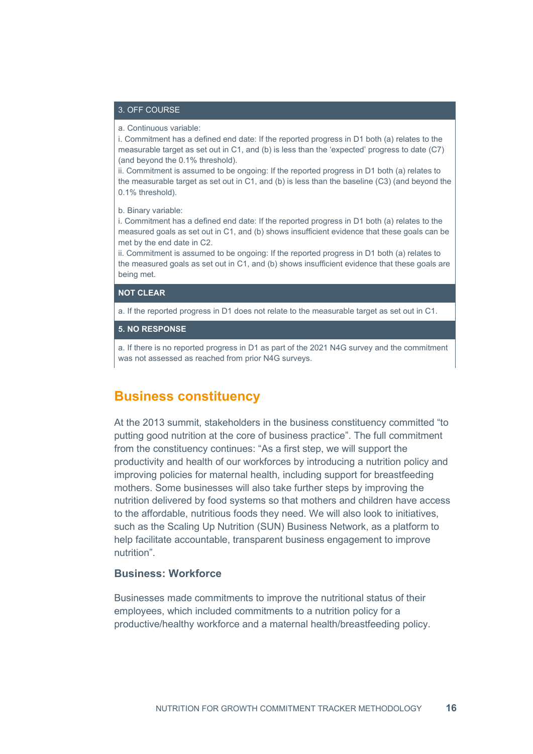| 3. OFF COURSE |
|---|
| a. Continuous variable:<br>i. Commitment has a defined end date: If the reported progress in D1 both (a) relates to the measurable target as set out in C1, and (b) is less than the 'expected' progress to date (C7) (and beyond the 0.1% threshold).<br>ii. Commitment is assumed to be ongoing: If the reported progress in D1 both (a) relates to the measurable target as set out in C1, and (b) is less than the baseline (C3) (and beyond the 0.1% threshold). |
| b. Binary variable:<br>i. Commitment has a defined end date: If the reported progress in D1 both (a) relates to the measured goals as set out in C1, and (b) shows insufficient evidence that these goals can be met by the end date in C2.<br>ii. Commitment is assumed to be ongoing: If the reported progress in D1 both (a) relates to the measured goals as set out in C1, and (b) shows insufficient evidence that these goals are being met. |
| **NOT CLEAR** |
| a. If the reported progress in D1 does not relate to the measurable target as set out in C1. |
| **5. NO RESPONSE** |
| a. If there is no reported progress in D1 as part of the 2021 N4G survey and the commitment was not assessed as reached from prior N4G surveys. |

## Business constituency

At the 2013 summit, stakeholders in the business constituency committed "to putting good nutrition at the core of business practice". The full commitment from the constituency continues: "As a first step, we will support the productivity and health of our workforces by introducing a nutrition policy and improving policies for maternal health, including support for breastfeeding mothers. Some businesses will also take further steps by improving the nutrition delivered by food systems so that mothers and children have access to the affordable, nutritious foods they need. We will also look to initiatives, such as the Scaling Up Nutrition (SUN) Business Network, as a platform to help facilitate accountable, transparent business engagement to improve nutrition".

### Business: Workforce

Businesses made commitments to improve the nutritional status of their employees, which included commitments to a nutrition policy for a productive/healthy workforce and a maternal health/breastfeeding policy.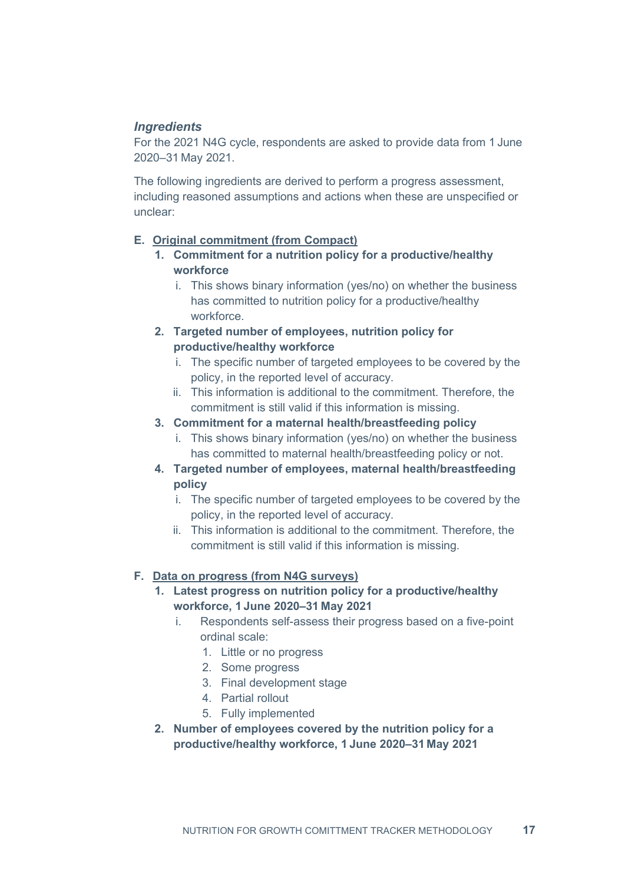### *Ingredients*

For the 2021 N4G cycle, respondents are asked to provide data from 1 June 2020–31 May 2021.

The following ingredients are derived to perform a progress assessment, including reasoned assumptions and actions when these are unspecified or unclear:

**E. <u>Original commitment (from Compact)</u>**

1. **Commitment for a nutrition policy for a productive/healthy workforce**
   i. This shows binary information (yes/no) on whether the business has committed to nutrition policy for a productive/healthy workforce.
2. **Targeted number of employees, nutrition policy for productive/healthy workforce**
   i. The specific number of targeted employees to be covered by the policy, in the reported level of accuracy.
   ii. This information is additional to the commitment. Therefore, the commitment is still valid if this information is missing.
3. **Commitment for a maternal health/breastfeeding policy**
   i. This shows binary information (yes/no) on whether the business has committed to maternal health/breastfeeding policy or not.
4. **Targeted number of employees, maternal health/breastfeeding policy**
   i. The specific number of targeted employees to be covered by the policy, in the reported level of accuracy.
   ii. This information is additional to the commitment. Therefore, the commitment is still valid if this information is missing.

**F. <u>Data on progress (from N4G surveys)</u>**

1. **Latest progress on nutrition policy for a productive/healthy workforce, 1 June 2020–31 May 2021**
   i. Respondents self-assess their progress based on a five-point ordinal scale:
      1. Little or no progress
      2. Some progress
      3. Final development stage
      4. Partial rollout
      5. Fully implemented
2. **Number of employees covered by the nutrition policy for a productive/healthy workforce, 1 June 2020–31 May 2021**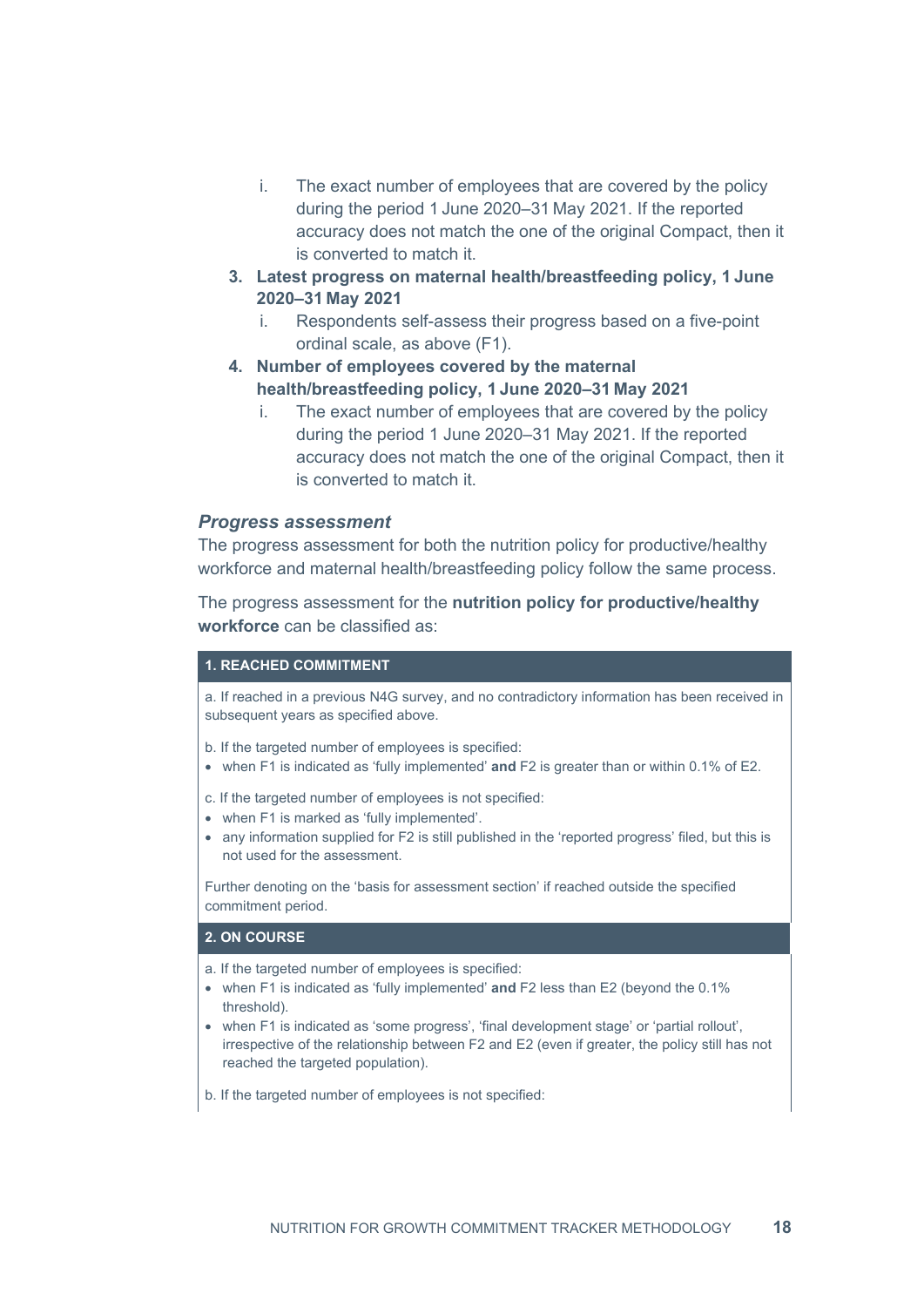i. The exact number of employees that are covered by the policy during the period 1 June 2020–31 May 2021. If the reported accuracy does not match the one of the original Compact, then it is converted to match it.

3. **Latest progress on maternal health/breastfeeding policy, 1 June 2020–31 May 2021**
   i. Respondents self-assess their progress based on a five-point ordinal scale, as above (F1).
4. **Number of employees covered by the maternal health/breastfeeding policy, 1 June 2020–31 May 2021**
   i. The exact number of employees that are covered by the policy during the period 1 June 2020–31 May 2021. If the reported accuracy does not match the one of the original Compact, then it is converted to match it.

### *Progress assessment*

The progress assessment for both the nutrition policy for productive/healthy workforce and maternal health/breastfeeding policy follow the same process.

The progress assessment for the **nutrition policy for productive/healthy workforce** can be classified as:

**1. REACHED COMMITMENT**

a. If reached in a previous N4G survey, and no contradictory information has been received in subsequent years as specified above.

b. If the targeted number of employees is specified:
- when F1 is indicated as 'fully implemented' **and** F2 is greater than or within 0.1% of E2.

c. If the targeted number of employees is not specified:
- when F1 is marked as 'fully implemented'.
- any information supplied for F2 is still published in the 'reported progress' filed, but this is not used for the assessment.

Further denoting on the 'basis for assessment section' if reached outside the specified commitment period.

**2. ON COURSE**

a. If the targeted number of employees is specified:
- when F1 is indicated as 'fully implemented' **and** F2 less than E2 (beyond the 0.1% threshold).
- when F1 is indicated as 'some progress', 'final development stage' or 'partial rollout', irrespective of the relationship between F2 and E2 (even if greater, the policy still has not reached the targeted population).

b. If the targeted number of employees is not specified: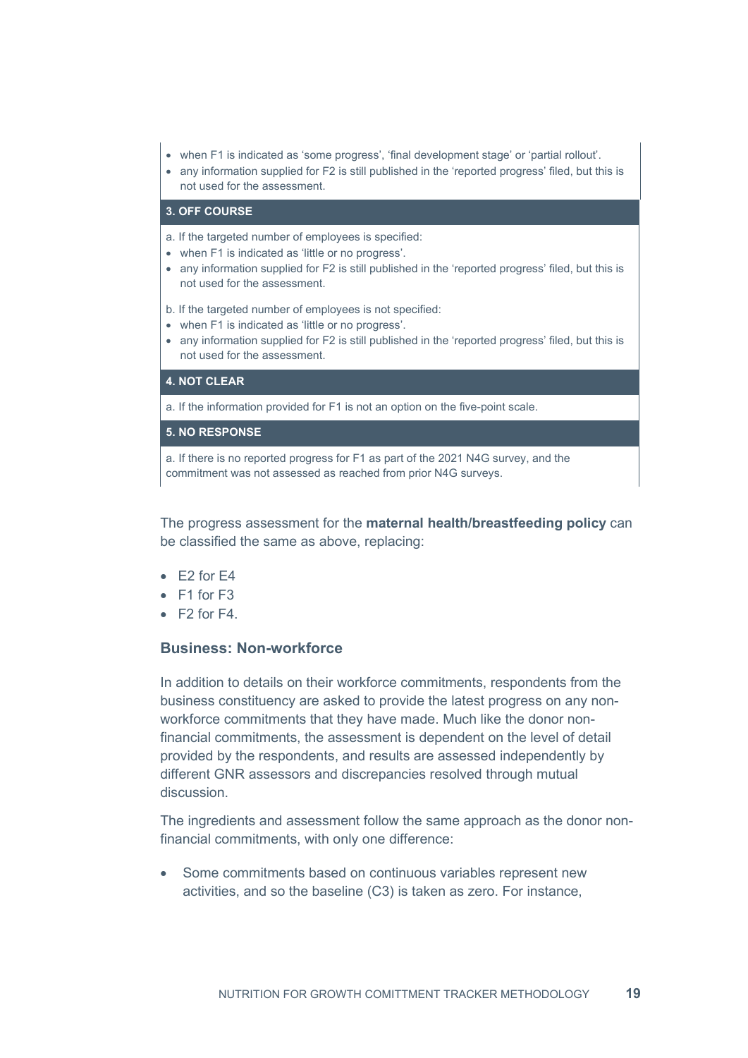- when F1 is indicated as 'some progress', 'final development stage' or 'partial rollout'.
- any information supplied for F2 is still published in the 'reported progress' filed, but this is not used for the assessment.

**3. OFF COURSE**

a. If the targeted number of employees is specified:

- when F1 is indicated as 'little or no progress'.
- any information supplied for F2 is still published in the 'reported progress' filed, but this is not used for the assessment.

b. If the targeted number of employees is not specified:

- when F1 is indicated as 'little or no progress'.
- any information supplied for F2 is still published in the 'reported progress' filed, but this is not used for the assessment.

**4. NOT CLEAR**

a. If the information provided for F1 is not an option on the five-point scale.

**5. NO RESPONSE**

a. If there is no reported progress for F1 as part of the 2021 N4G survey, and the commitment was not assessed as reached from prior N4G surveys.

The progress assessment for the **maternal health/breastfeeding policy** can be classified the same as above, replacing:

- E2 for E4
- F1 for F3
- F2 for F4.

### Business: Non-workforce

In addition to details on their workforce commitments, respondents from the business constituency are asked to provide the latest progress on any non-workforce commitments that they have made. Much like the donor non-financial commitments, the assessment is dependent on the level of detail provided by the respondents, and results are assessed independently by different GNR assessors and discrepancies resolved through mutual discussion.

The ingredients and assessment follow the same approach as the donor non-financial commitments, with only one difference:

- Some commitments based on continuous variables represent new activities, and so the baseline (C3) is taken as zero. For instance,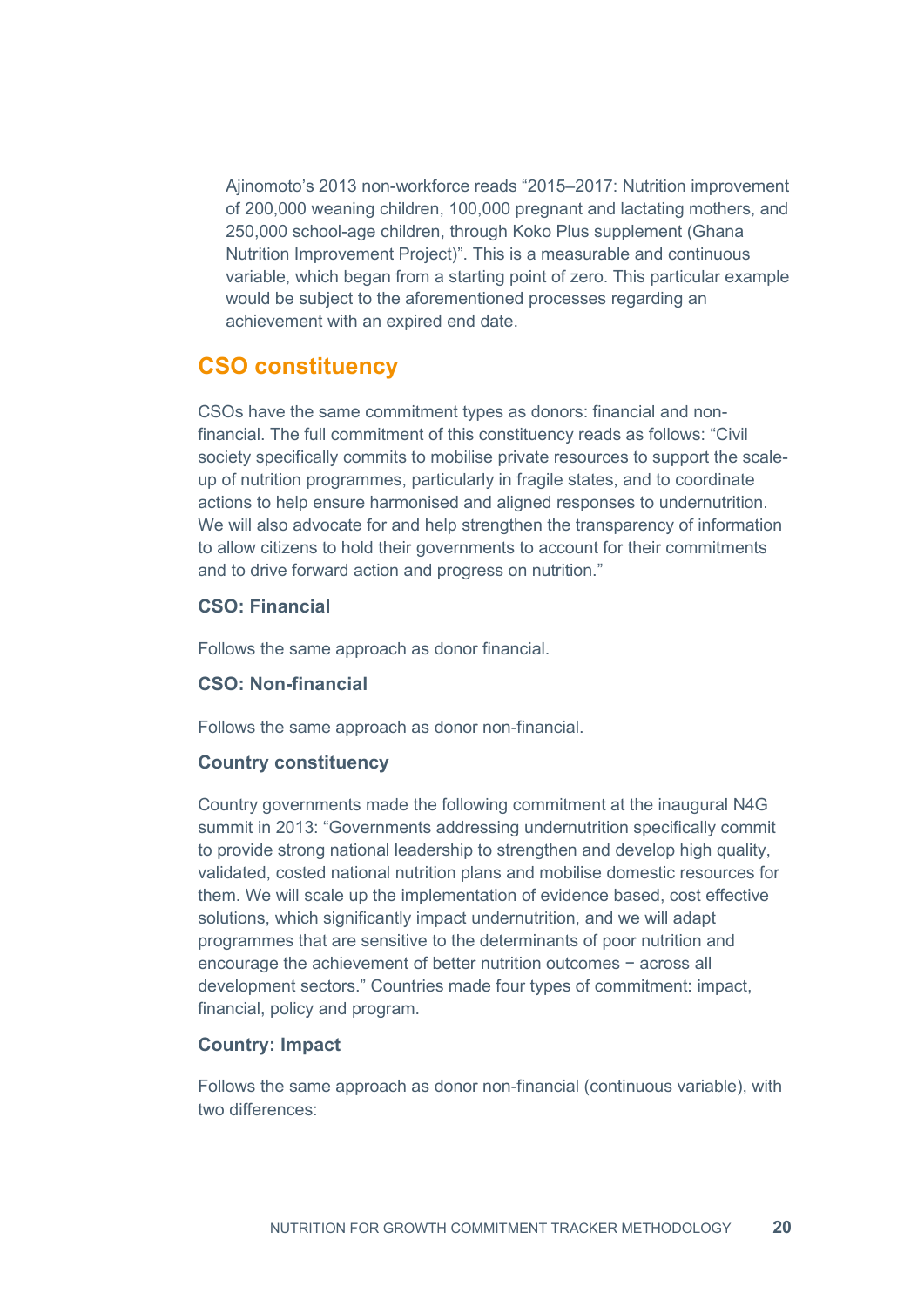Ajinomoto's 2013 non-workforce reads "2015–2017: Nutrition improvement of 200,000 weaning children, 100,000 pregnant and lactating mothers, and 250,000 school-age children, through Koko Plus supplement (Ghana Nutrition Improvement Project)". This is a measurable and continuous variable, which began from a starting point of zero. This particular example would be subject to the aforementioned processes regarding an achievement with an expired end date.

## CSO constituency

CSOs have the same commitment types as donors: financial and non-financial. The full commitment of this constituency reads as follows: "Civil society specifically commits to mobilise private resources to support the scale-up of nutrition programmes, particularly in fragile states, and to coordinate actions to help ensure harmonised and aligned responses to undernutrition. We will also advocate for and help strengthen the transparency of information to allow citizens to hold their governments to account for their commitments and to drive forward action and progress on nutrition."

### CSO: Financial

Follows the same approach as donor financial.

### CSO: Non-financial

Follows the same approach as donor non-financial.

### Country constituency

Country governments made the following commitment at the inaugural N4G summit in 2013: "Governments addressing undernutrition specifically commit to provide strong national leadership to strengthen and develop high quality, validated, costed national nutrition plans and mobilise domestic resources for them. We will scale up the implementation of evidence based, cost effective solutions, which significantly impact undernutrition, and we will adapt programmes that are sensitive to the determinants of poor nutrition and encourage the achievement of better nutrition outcomes − across all development sectors." Countries made four types of commitment: impact, financial, policy and program.

### Country: Impact

Follows the same approach as donor non-financial (continuous variable), with two differences: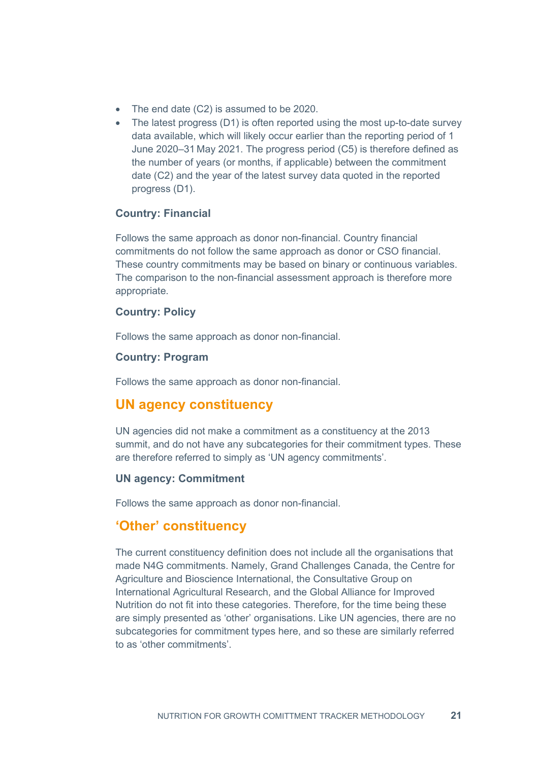- The end date (C2) is assumed to be 2020.
- The latest progress (D1) is often reported using the most up-to-date survey data available, which will likely occur earlier than the reporting period of 1 June 2020–31 May 2021. The progress period (C5) is therefore defined as the number of years (or months, if applicable) between the commitment date (C2) and the year of the latest survey data quoted in the reported progress (D1).

### Country: Financial

Follows the same approach as donor non-financial. Country financial commitments do not follow the same approach as donor or CSO financial. These country commitments may be based on binary or continuous variables. The comparison to the non-financial assessment approach is therefore more appropriate.

### Country: Policy

Follows the same approach as donor non-financial.

### Country: Program

Follows the same approach as donor non-financial.

## UN agency constituency

UN agencies did not make a commitment as a constituency at the 2013 summit, and do not have any subcategories for their commitment types. These are therefore referred to simply as 'UN agency commitments'.

### UN agency: Commitment

Follows the same approach as donor non-financial.

## 'Other' constituency

The current constituency definition does not include all the organisations that made N4G commitments. Namely, Grand Challenges Canada, the Centre for Agriculture and Bioscience International, the Consultative Group on International Agricultural Research, and the Global Alliance for Improved Nutrition do not fit into these categories. Therefore, for the time being these are simply presented as 'other' organisations. Like UN agencies, there are no subcategories for commitment types here, and so these are similarly referred to as 'other commitments'.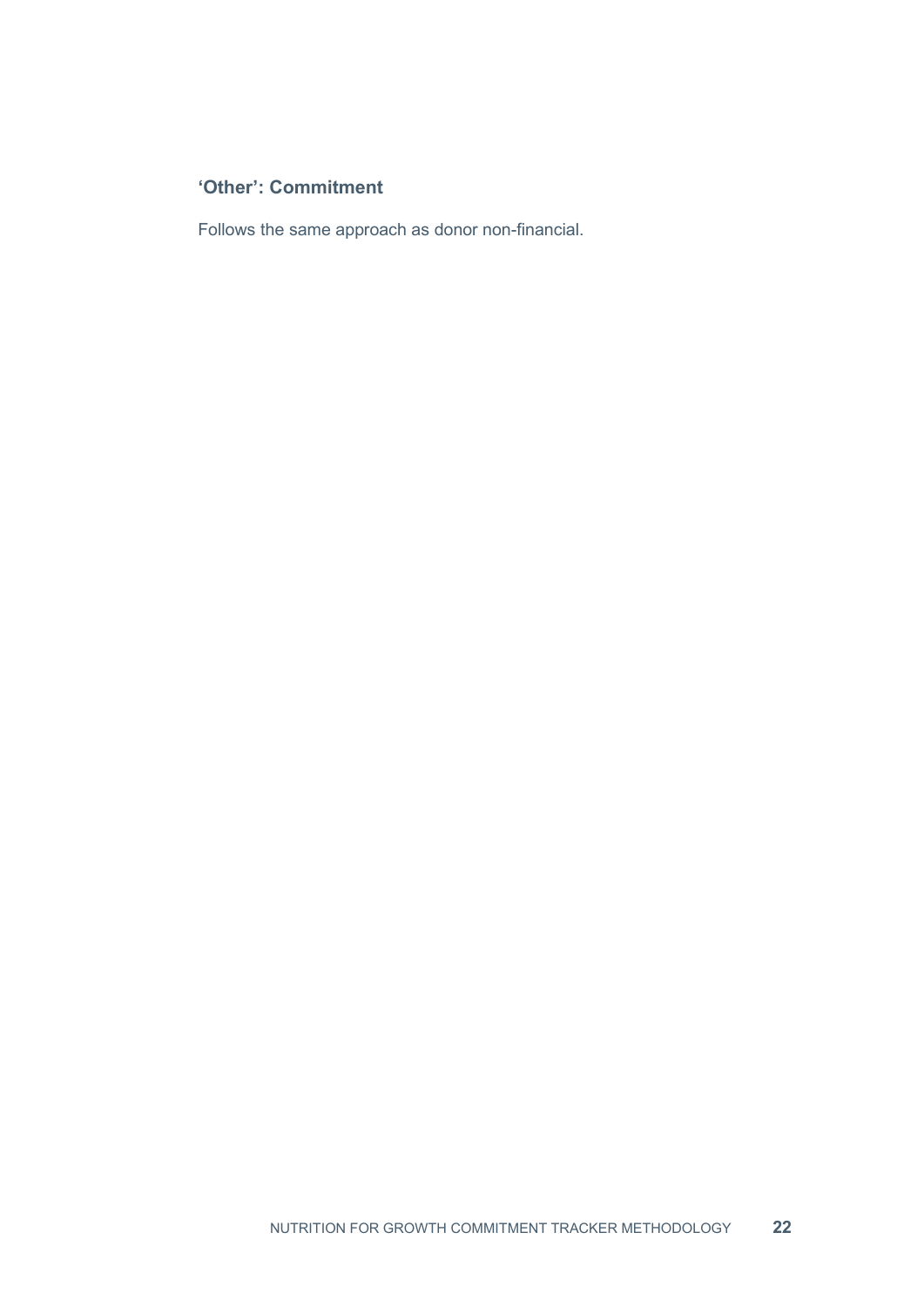### ‘Other’: Commitment

Follows the same approach as donor non-financial.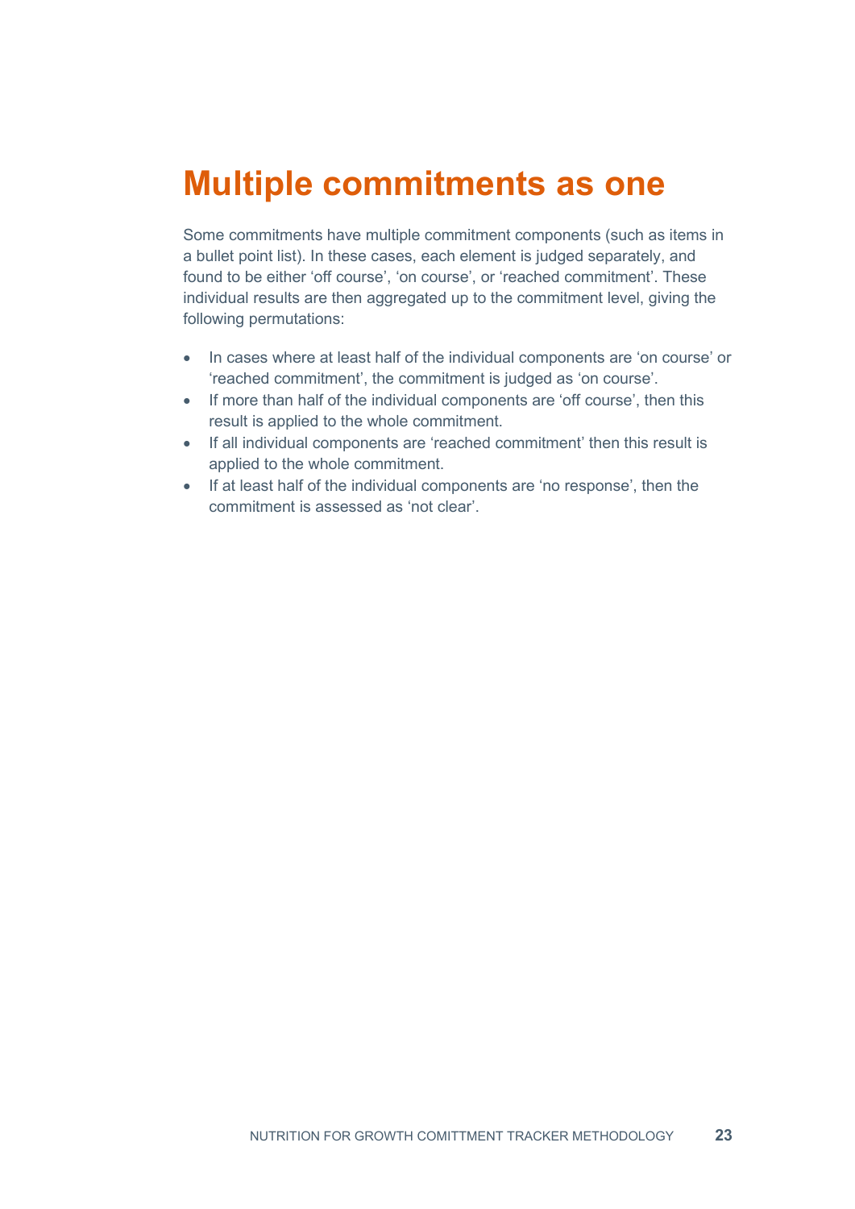# Multiple commitments as one

Some commitments have multiple commitment components (such as items in a bullet point list). In these cases, each element is judged separately, and found to be either 'off course', 'on course', or 'reached commitment'. These individual results are then aggregated up to the commitment level, giving the following permutations:

- In cases where at least half of the individual components are 'on course' or 'reached commitment', the commitment is judged as 'on course'.
- If more than half of the individual components are 'off course', then this result is applied to the whole commitment.
- If all individual components are 'reached commitment' then this result is applied to the whole commitment.
- If at least half of the individual components are 'no response', then the commitment is assessed as 'not clear'.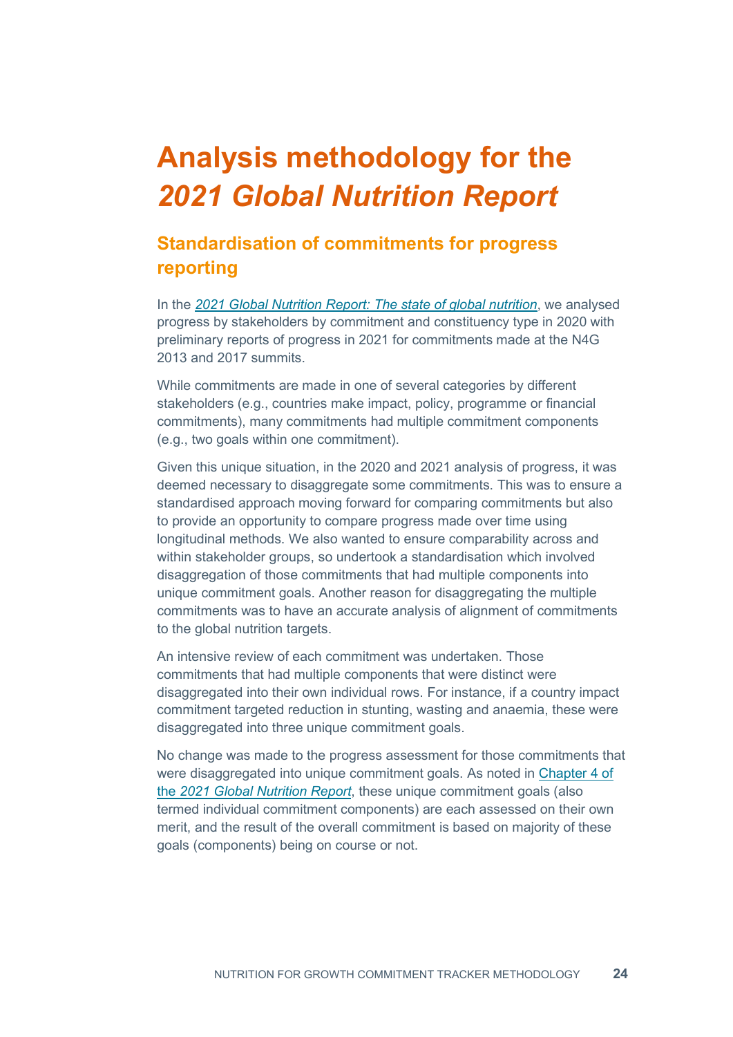# Analysis methodology for the *2021 Global Nutrition Report*

## Standardisation of commitments for progress reporting

In the *2021 Global Nutrition Report: The state of global nutrition*, we analysed progress by stakeholders by commitment and constituency type in 2020 with preliminary reports of progress in 2021 for commitments made at the N4G 2013 and 2017 summits.

While commitments are made in one of several categories by different stakeholders (e.g., countries make impact, policy, programme or financial commitments), many commitments had multiple commitment components (e.g., two goals within one commitment).

Given this unique situation, in the 2020 and 2021 analysis of progress, it was deemed necessary to disaggregate some commitments. This was to ensure a standardised approach moving forward for comparing commitments but also to provide an opportunity to compare progress made over time using longitudinal methods. We also wanted to ensure comparability across and within stakeholder groups, so undertook a standardisation which involved disaggregation of those commitments that had multiple components into unique commitment goals. Another reason for disaggregating the multiple commitments was to have an accurate analysis of alignment of commitments to the global nutrition targets.

An intensive review of each commitment was undertaken. Those commitments that had multiple components that were distinct were disaggregated into their own individual rows. For instance, if a country impact commitment targeted reduction in stunting, wasting and anaemia, these were disaggregated into three unique commitment goals.

No change was made to the progress assessment for those commitments that were disaggregated into unique commitment goals. As noted in Chapter 4 of the *2021 Global Nutrition Report*, these unique commitment goals (also termed individual commitment components) are each assessed on their own merit, and the result of the overall commitment is based on majority of these goals (components) being on course or not.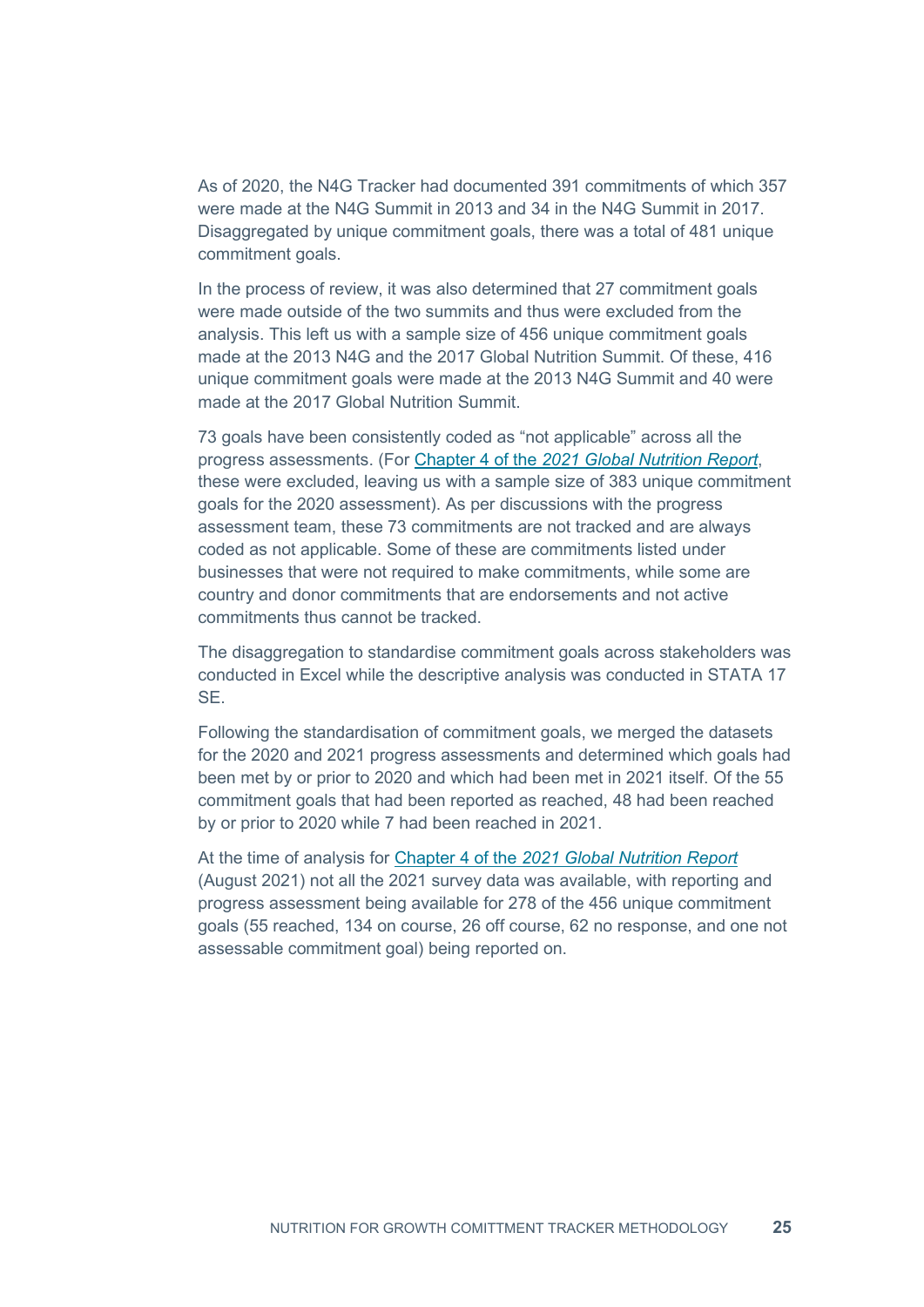As of 2020, the N4G Tracker had documented 391 commitments of which 357 were made at the N4G Summit in 2013 and 34 in the N4G Summit in 2017. Disaggregated by unique commitment goals, there was a total of 481 unique commitment goals.

In the process of review, it was also determined that 27 commitment goals were made outside of the two summits and thus were excluded from the analysis. This left us with a sample size of 456 unique commitment goals made at the 2013 N4G and the 2017 Global Nutrition Summit. Of these, 416 unique commitment goals were made at the 2013 N4G Summit and 40 were made at the 2017 Global Nutrition Summit.

73 goals have been consistently coded as “not applicable” across all the progress assessments. (For Chapter 4 of the *2021 Global Nutrition Report*, these were excluded, leaving us with a sample size of 383 unique commitment goals for the 2020 assessment). As per discussions with the progress assessment team, these 73 commitments are not tracked and are always coded as not applicable. Some of these are commitments listed under businesses that were not required to make commitments, while some are country and donor commitments that are endorsements and not active commitments thus cannot be tracked.

The disaggregation to standardise commitment goals across stakeholders was conducted in Excel while the descriptive analysis was conducted in STATA 17 SE.

Following the standardisation of commitment goals, we merged the datasets for the 2020 and 2021 progress assessments and determined which goals had been met by or prior to 2020 and which had been met in 2021 itself. Of the 55 commitment goals that had been reported as reached, 48 had been reached by or prior to 2020 while 7 had been reached in 2021.

At the time of analysis for Chapter 4 of the *2021 Global Nutrition Report* (August 2021) not all the 2021 survey data was available, with reporting and progress assessment being available for 278 of the 456 unique commitment goals (55 reached, 134 on course, 26 off course, 62 no response, and one not assessable commitment goal) being reported on.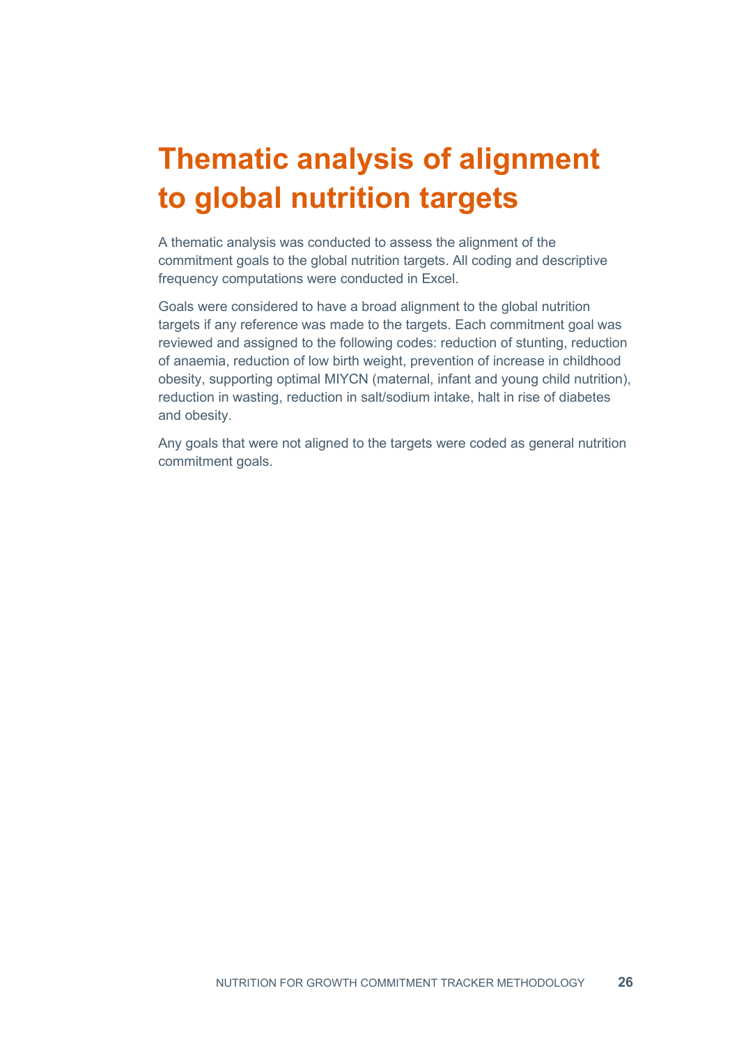# Thematic analysis of alignment to global nutrition targets

A thematic analysis was conducted to assess the alignment of the commitment goals to the global nutrition targets. All coding and descriptive frequency computations were conducted in Excel.

Goals were considered to have a broad alignment to the global nutrition targets if any reference was made to the targets. Each commitment goal was reviewed and assigned to the following codes: reduction of stunting, reduction of anaemia, reduction of low birth weight, prevention of increase in childhood obesity, supporting optimal MIYCN (maternal, infant and young child nutrition), reduction in wasting, reduction in salt/sodium intake, halt in rise of diabetes and obesity.

Any goals that were not aligned to the targets were coded as general nutrition commitment goals.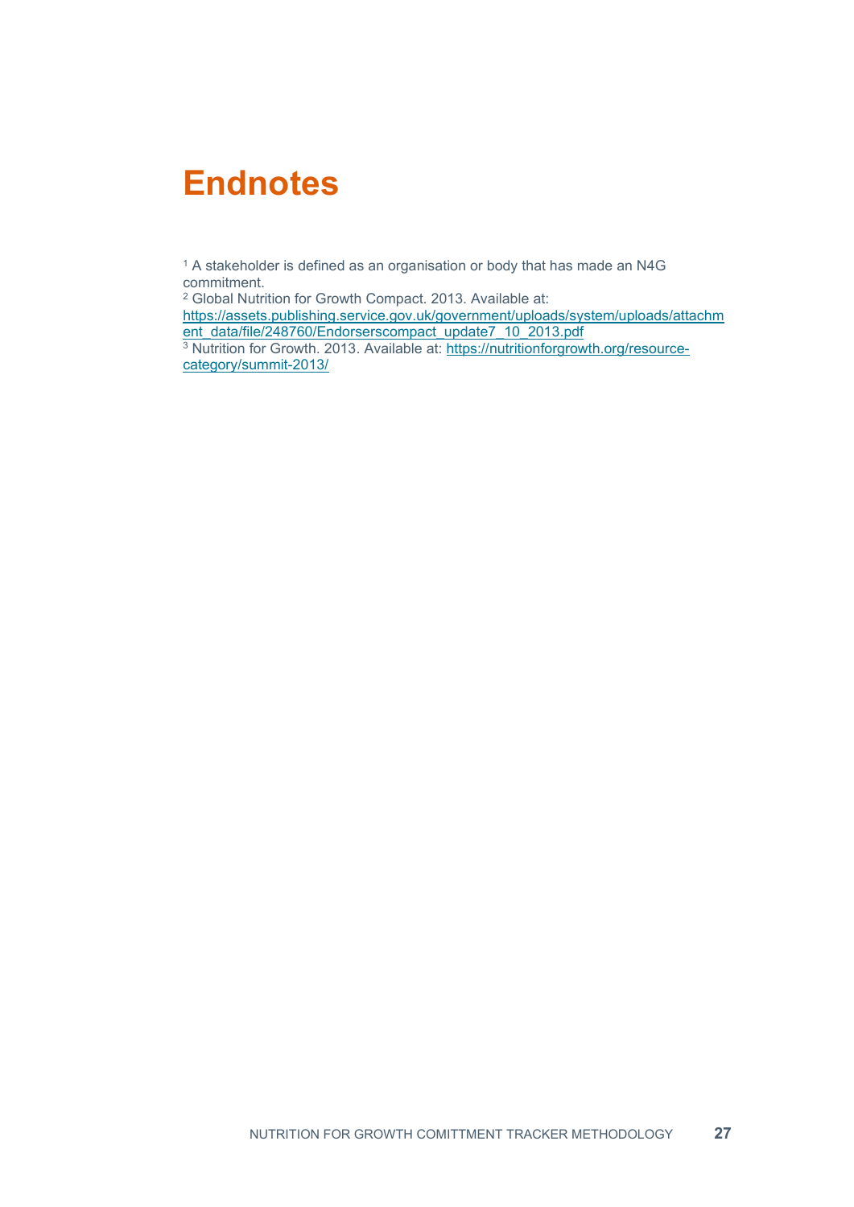# Endnotes

[1] A stakeholder is defined as an organisation or body that has made an N4G commitment.

[2] Global Nutrition for Growth Compact. 2013. Available at: https://assets.publishing.service.gov.uk/government/uploads/system/uploads/attachment_data/file/248760/Endorserscompact_update7_10_2013.pdf

[3] Nutrition for Growth. 2013. Available at: https://nutritionforgrowth.org/resource-category/summit-2013/